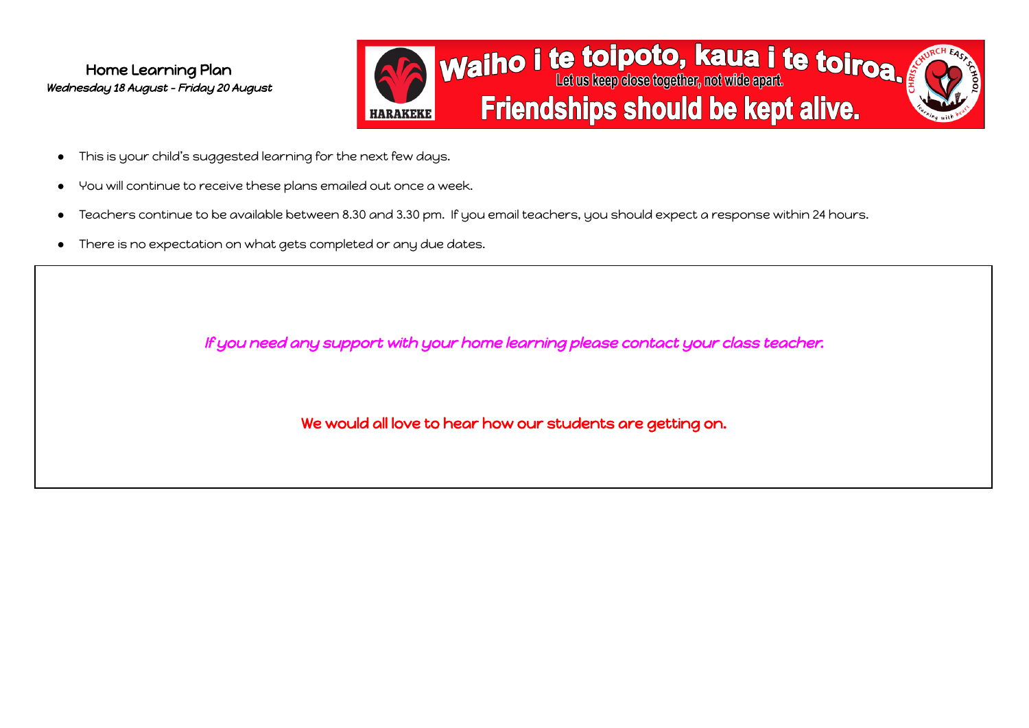# Home Learning Plan

*Wednesday 18 August - Friday 20 August*

**Waiho i te toipoto, kaua i te toiroa.**

**Let us keep close together, not wide apart.**

**Friendships should be kept alive.**

HARAKEKE

CHRISTCHURCH EAST SCHOOL – Learning with heart

- This is your child's suggested learning for the next few days.
- You will continue to receive these plans emailed out once a week.
- Teachers continue to be available between 8.30 and 3.30 pm. If you email teachers, you should expect a response within 24 hours.
- There is no expectation on what gets completed or any due dates.

***If you need any support with your home learning please contact your class teacher.***

**We would all love to hear how our students are getting on.**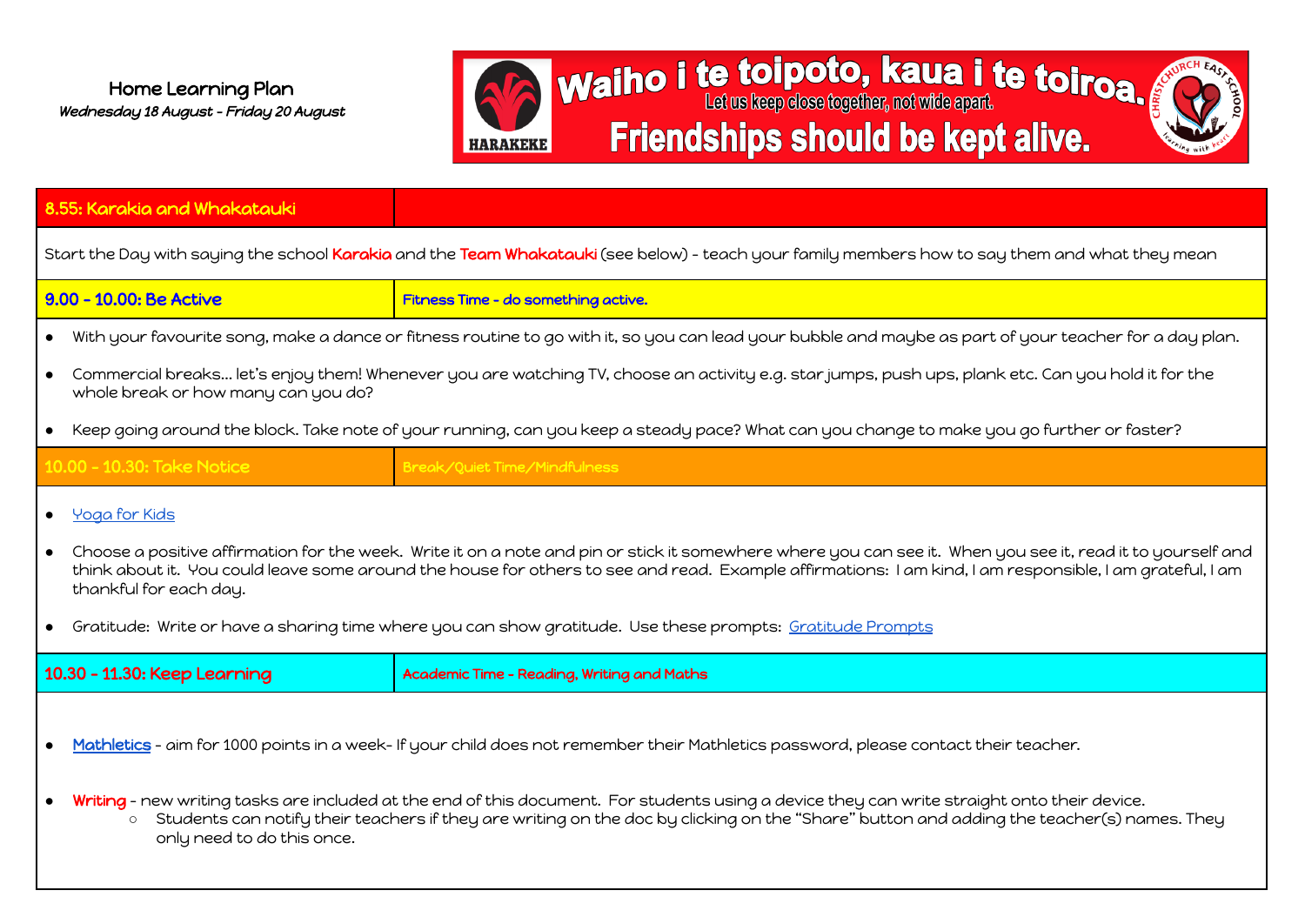**Home Learning Plan**

*Wednesday 18 August - Friday 20 August*

**Waiho i te toipoto, kaua i te toiroa.**
Let us keep close together, not wide apart.
**Friendships should be kept alive.**

HARAKEKE

| 8.55: Karakia and Whakatauki | |
|---|---|

Start the Day with saying the school **Karakia** and the **Team Whakatauki** (see below) - teach your family members how to say them and what they mean

| 9.00 - 10.00: Be Active | Fitness Time - do something active. |
|---|---|

- With your favourite song, make a dance or fitness routine to go with it, so you can lead your bubble and maybe as part of your teacher for a day plan.
- Commercial breaks... let's enjoy them! Whenever you are watching TV, choose an activity e.g. star jumps, push ups, plank etc. Can you hold it for the whole break or how many can you do?
- Keep going around the block. Take note of your running, can you keep a steady pace? What can you change to make you go further or faster?

| 10.00 - 10.30: Take Notice | Break/Quiet Time/Mindfulness |
|---|---|

- Yoga for Kids
- Choose a positive affirmation for the week. Write it on a note and pin or stick it somewhere where you can see it. When you see it, read it to yourself and think about it. You could leave some around the house for others to see and read. Example affirmations: I am kind, I am responsible, I am grateful, I am thankful for each day.
- Gratitude: Write or have a sharing time where you can show gratitude. Use these prompts: Gratitude Prompts

| 10.30 - 11.30: Keep Learning | Academic Time - Reading, Writing and Maths |
|---|---|

- **Mathletics** - aim for 1000 points in a week- If your child does not remember their Mathletics password, please contact their teacher.
- **Writing** - new writing tasks are included at the end of this document. For students using a device they can write straight onto their device.
  - Students can notify their teachers if they are writing on the doc by clicking on the "Share" button and adding the teacher(s) names. They only need to do this once.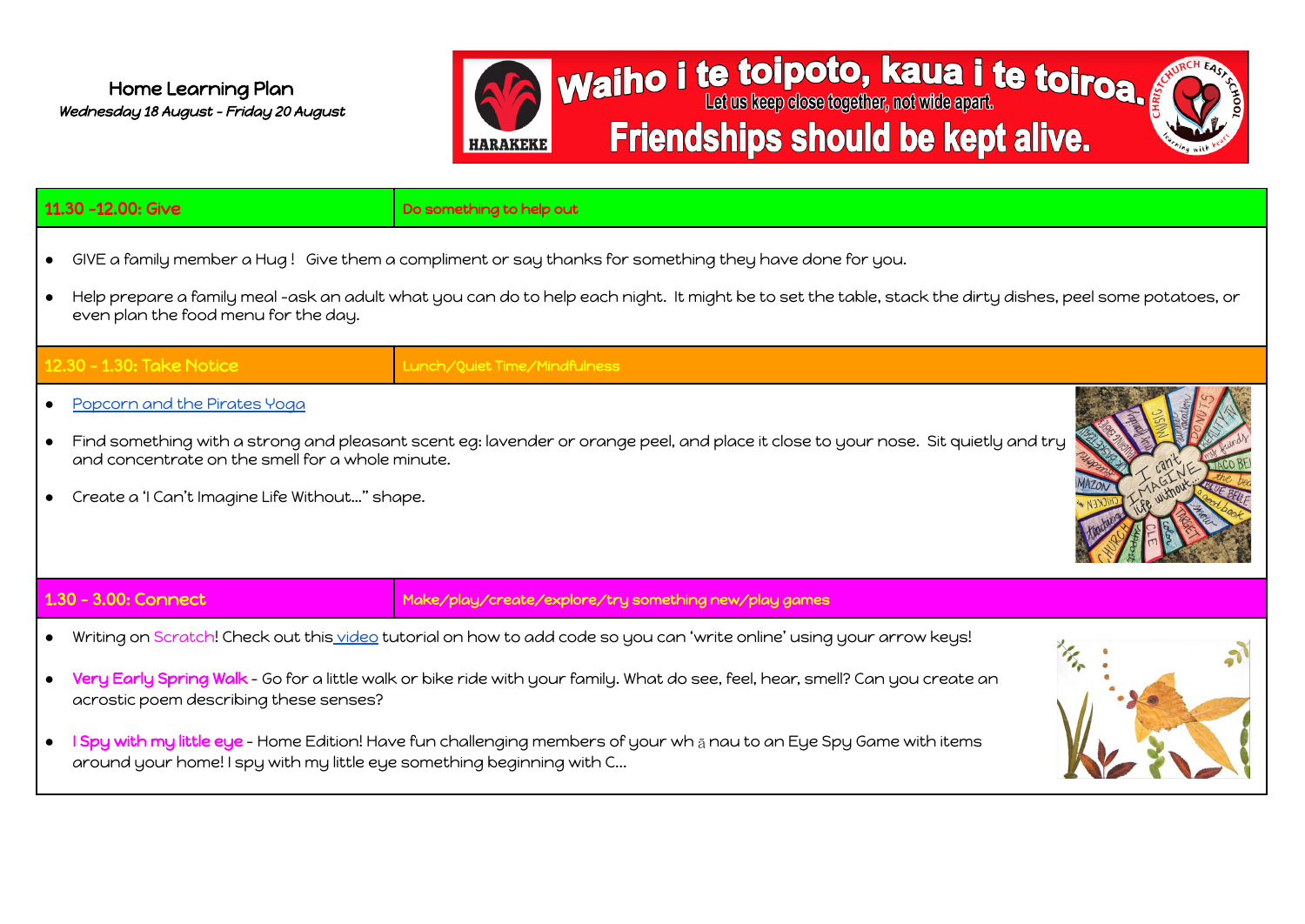Home Learning Plan

*Wednesday 18 August - Friday 20 August*

**Waiho i te toipoto, kaua i te toiroa.**
Let us keep close together, not wide apart.
**Friendships should be kept alive.**

HARAKEKE

| 11.30 -12.00: Give | Do something to help out |
| --- | --- |

- GIVE a family member a Hug ! Give them a compliment or say thanks for something they have done for you.
- Help prepare a family meal -ask an adult what you can do to help each night. It might be to set the table, stack the dirty dishes, peel some potatoes, or even plan the food menu for the day.

| 12.30 - 1.30: Take Notice | Lunch/Quiet Time/Mindfulness |
| --- | --- |

- Popcorn and the Pirates Yoga
- Find something with a strong and pleasant scent eg: lavender or orange peel, and place it close to your nose. Sit quietly and try and concentrate on the smell for a whole minute.
- Create a 'I Can't Imagine Life Without…" shape.

| 1.30 - 3.00: Connect | Make/play/create/explore/try something new/play games |
| --- | --- |

- Writing on Scratch! Check out this video tutorial on how to add code so you can 'write online' using your arrow keys!
- **Very Early Spring Walk** - Go for a little walk or bike ride with your family. What do see, feel, hear, smell? Can you create an acrostic poem describing these senses?
- **I Spy with my little eye** - Home Edition! Have fun challenging members of your whānau to an Eye Spy Game with items around your home! I spy with my little eye something beginning with C…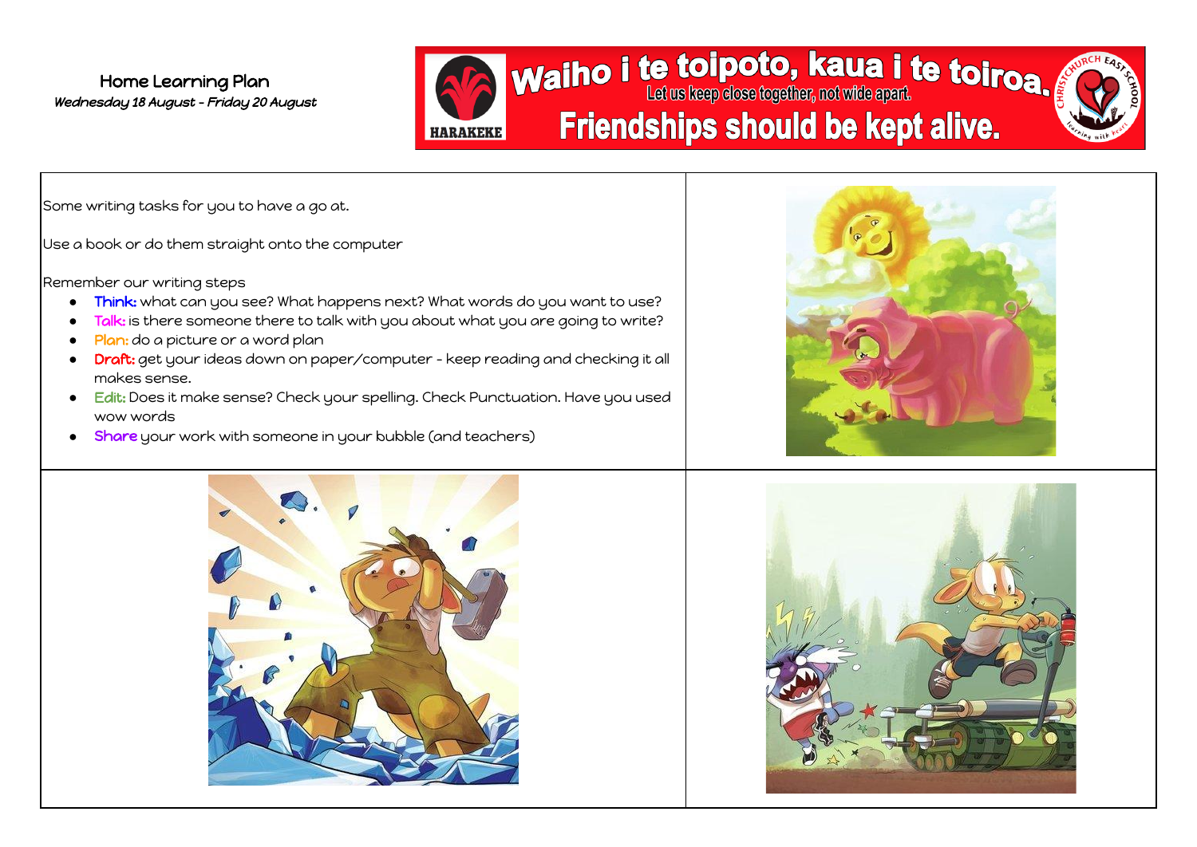Home Learning Plan

*Wednesday 18 August - Friday 20 August*

Waiho i te toipoto, kaua i te toiroa.

Let us keep close together, not wide apart.

Friendships should be kept alive.

Some writing tasks for you to have a go at.

Use a book or do them straight onto the computer

Remember our writing steps

- **Think:** what can you see? What happens next? What words do you want to use?
- **Talk:** is there someone there to talk with you about what you are going to write?
- **Plan:** do a picture or a word plan
- **Draft:** get your ideas down on paper/computer - keep reading and checking it all makes sense.
- **Edit:** Does it make sense? Check your spelling. Check Punctuation. Have you used wow words
- **Share** your work with someone in your bubble (and teachers)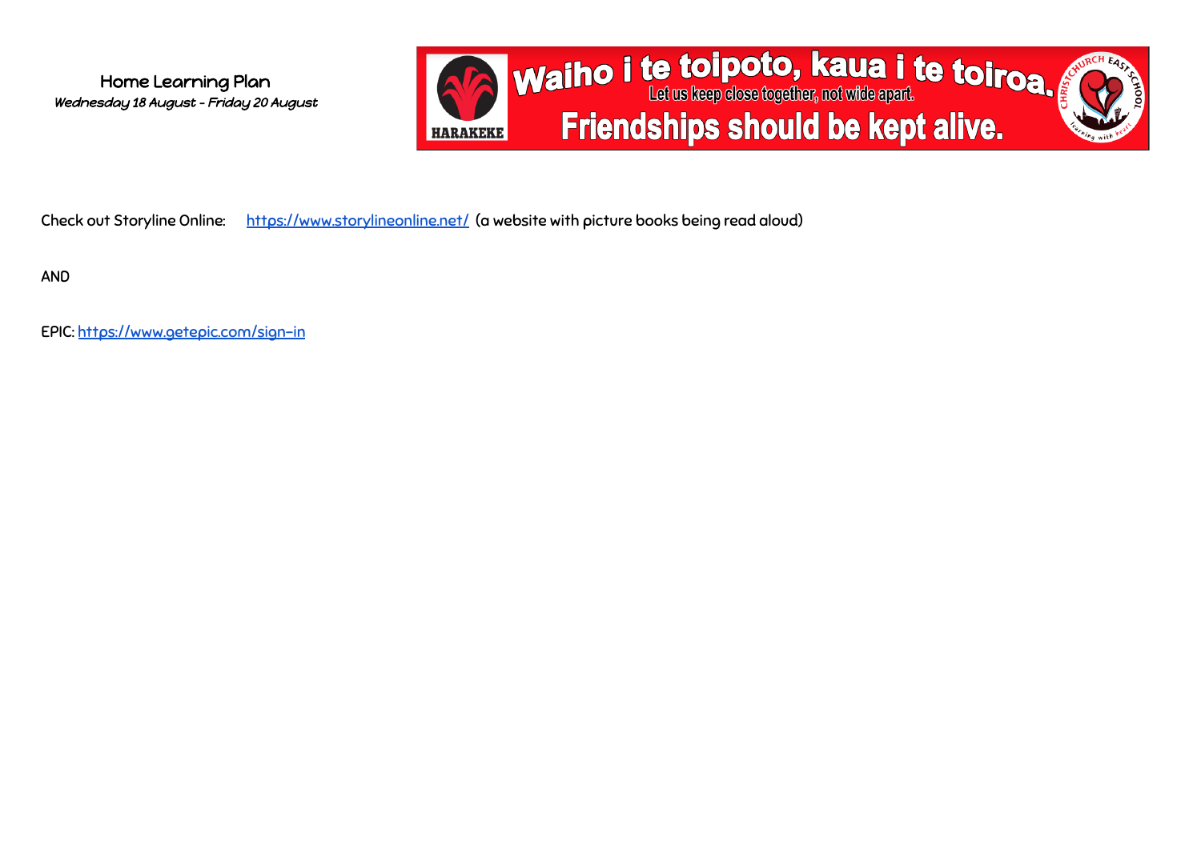Home Learning Plan
*Wednesday 18 August - Friday 20 August*

Waiho i te toipoto, kaua i te toiroa.
Let us keep close together, not wide apart.
Friendships should be kept alive.

HARAKEKE

Check out Storyline Online: https://www.storylineonline.net/ (a website with picture books being read aloud)

AND

EPIC: https://www.getepic.com/sign-in